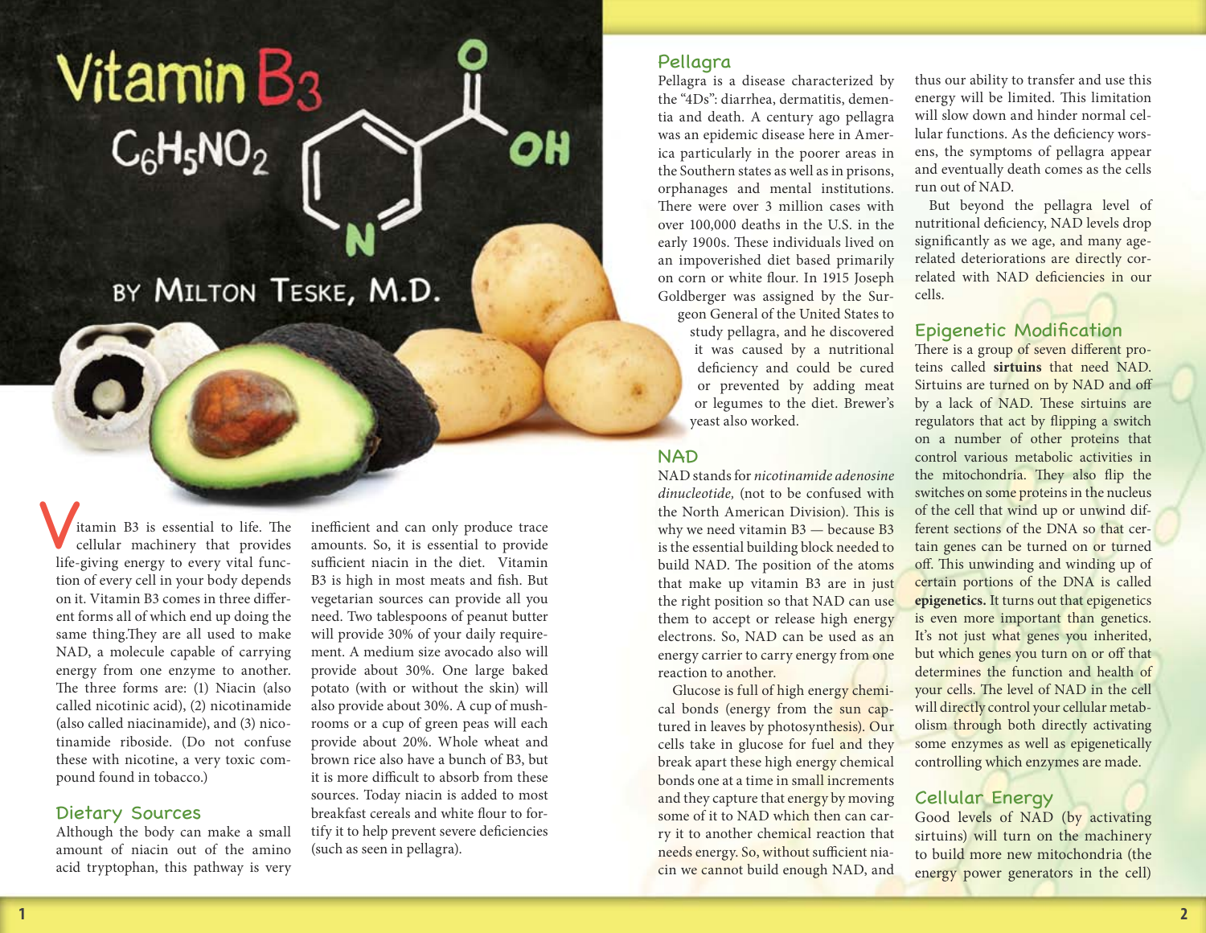# Vitamin B3

$C_6H_5NO_2$

BY MILTON TESKE, M.D.

Vitamin B3 is essential to life. The cellular machinery that provides life-giving energy to every vital function of every cell in your body depends on it. Vitamin B3 comes in three different forms all of which end up doing the same thing.They are all used to make NAD, a molecule capable of carrying energy from one enzyme to another. The three forms are: (1) Niacin (also called nicotinic acid), (2) nicotinamide (also called niacinamide), and (3) nicotinamide riboside. (Do not confuse these with nicotine, a very toxic compound found in tobacco.)

## Dietary Sources

Although the body can make a small amount of niacin out of the amino acid tryptophan, this pathway is very inefficient and can only produce trace amounts. So, it is essential to provide sufficient niacin in the diet. Vitamin B3 is high in most meats and fish. But vegetarian sources can provide all you need. Two tablespoons of peanut butter will provide 30% of your daily requirement. A medium size avocado also will provide about 30%. One large baked potato (with or without the skin) will also provide about 30%. A cup of mushrooms or a cup of green peas will each provide about 20%. Whole wheat and brown rice also have a bunch of B3, but it is more difficult to absorb from these sources. Today niacin is added to most breakfast cereals and white flour to fortify it to help prevent severe deficiencies (such as seen in pellagra).

## Pellagra

Pellagra is a disease characterized by the "4Ds": diarrhea, dermatitis, dementia and death. A century ago pellagra was an epidemic disease here in America particularly in the poorer areas in the Southern states as well as in prisons, orphanages and mental institutions. There were over 3 million cases with over 100,000 deaths in the U.S. in the early 1900s. These individuals lived on an impoverished diet based primarily on corn or white flour. In 1915 Joseph Goldberger was assigned by the Surgeon General of the United States to study pellagra, and he discovered it was caused by a nutritional deficiency and could be cured or prevented by adding meat or legumes to the diet. Brewer's yeast also worked.

## NAD

NAD stands for *nicotinamide adenosine dinucleotide,* (not to be confused with the North American Division). This is why we need vitamin B3 — because B3 is the essential building block needed to build NAD. The position of the atoms that make up vitamin B3 are in just the right position so that NAD can use them to accept or release high energy electrons. So, NAD can be used as an energy carrier to carry energy from one reaction to another.

Glucose is full of high energy chemical bonds (energy from the sun captured in leaves by photosynthesis). Our cells take in glucose for fuel and they break apart these high energy chemical bonds one at a time in small increments and they capture that energy by moving some of it to NAD which then can carry it to another chemical reaction that needs energy. So, without sufficient niacin we cannot build enough NAD, and thus our ability to transfer and use this energy will be limited. This limitation will slow down and hinder normal cellular functions. As the deficiency worsens, the symptoms of pellagra appear and eventually death comes as the cells run out of NAD.

But beyond the pellagra level of nutritional deficiency, NAD levels drop significantly as we age, and many age-related deteriorations are directly correlated with NAD deficiencies in our cells.

## Epigenetic Modification

There is a group of seven different proteins called **sirtuins** that need NAD. Sirtuins are turned on by NAD and off by a lack of NAD. These sirtuins are regulators that act by flipping a switch on a number of other proteins that control various metabolic activities in the mitochondria. They also flip the switches on some proteins in the nucleus of the cell that wind up or unwind different sections of the DNA so that certain genes can be turned on or turned off. This unwinding and winding up of certain portions of the DNA is called **epigenetics.** It turns out that epigenetics is even more important than genetics. It's not just what genes you inherited, but which genes you turn on or off that determines the function and health of your cells. The level of NAD in the cell will directly control your cellular metabolism through both directly activating some enzymes as well as epigenetically controlling which enzymes are made.

## Cellular Energy

Good levels of NAD (by activating sirtuins) will turn on the machinery to build more new mitochondria (the energy power generators in the cell)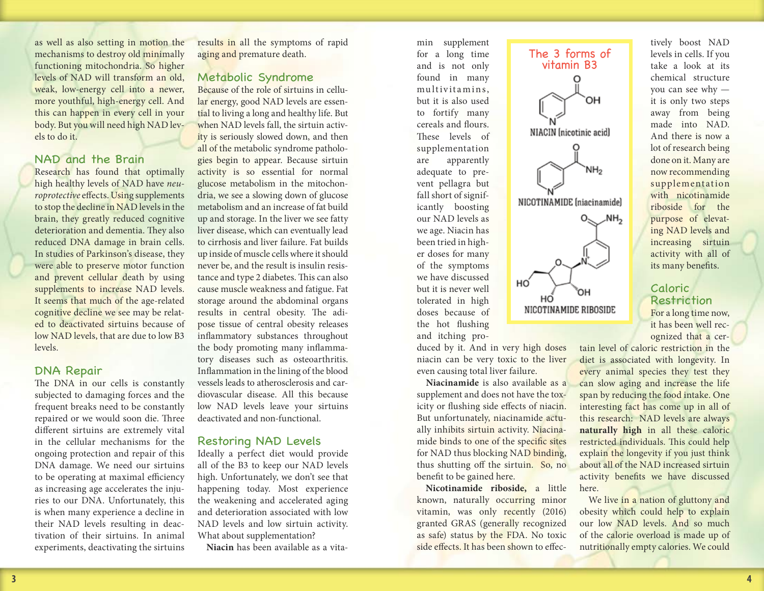as well as also setting in motion the mechanisms to destroy old minimally functioning mitochondria. So higher levels of NAD will transform an old, weak, low-energy cell into a newer, more youthful, high-energy cell. And this can happen in every cell in your body. But you will need high NAD levels to do it.

## NAD and the Brain

Research has found that optimally high healthy levels of NAD have *neuroprotective* effects. Using supplements to stop the decline in NAD levels in the brain, they greatly reduced cognitive deterioration and dementia. They also reduced DNA damage in brain cells. In studies of Parkinson's disease, they were able to preserve motor function and prevent cellular death by using supplements to increase NAD levels. It seems that much of the age-related cognitive decline we see may be related to deactivated sirtuins because of low NAD levels, that are due to low B3 levels.

## DNA Repair

The DNA in our cells is constantly subjected to damaging forces and the frequent breaks need to be constantly repaired or we would soon die. Three different sirtuins are extremely vital in the cellular mechanisms for the ongoing protection and repair of this DNA damage. We need our sirtuins to be operating at maximal efficiency as increasing age accelerates the injuries to our DNA. Unfortunately, this is when many experience a decline in their NAD levels resulting in deactivation of their sirtuins. In animal experiments, deactivating the sirtuins results in all the symptoms of rapid aging and premature death.

## Metabolic Syndrome

Because of the role of sirtuins in cellular energy, good NAD levels are essential to living a long and healthy life. But when NAD levels fall, the sirtuin activity is seriously slowed down, and then all of the metabolic syndrome pathologies begin to appear. Because sirtuin activity is so essential for normal glucose metabolism in the mitochondria, we see a slowing down of glucose metabolism and an increase of fat build up and storage. In the liver we see fatty liver disease, which can eventually lead to cirrhosis and liver failure. Fat builds up inside of muscle cells where it should never be, and the result is insulin resistance and type 2 diabetes. This can also cause muscle weakness and fatigue. Fat storage around the abdominal organs results in central obesity. The adipose tissue of central obesity releases inflammatory substances throughout the body promoting many inflammatory diseases such as osteoarthritis. Inflammation in the lining of the blood vessels leads to atherosclerosis and cardiovascular disease. All this because low NAD levels leave your sirtuins deactivated and non-functional.

## Restoring NAD Levels

Ideally a perfect diet would provide all of the B3 to keep our NAD levels high. Unfortunately, we don't see that happening today. Most experience the weakening and accelerated aging and deterioration associated with low NAD levels and low sirtuin activity. What about supplementation?

**Niacin** has been available as a vitamin supplement for a long time and is not only found in many multivitamins, but it is also used to fortify many cereals and flours. These levels of supplementation are apparently adequate to prevent pellagra but fall short of significantly boosting our NAD levels as we age. Niacin has been tried in higher doses for many of the symptoms we have discussed but it is never well tolerated in high doses because of the hot flushing and itching produced by it. And in very high doses niacin can be very toxic to the liver even causing total liver failure.

> **The 3 forms of vitamin B3**
>
> NIACIN (nicotinic acid)
>
> NICOTINAMIDE (niacinamide)
>
> NICOTINAMIDE RIBOSIDE

**Niacinamide** is also available as a supplement and does not have the toxicity or flushing side effects of niacin. But unfortunately, niacinamide actually inhibits sirtuin activity. Niacinamide binds to one of the specific sites for NAD thus blocking NAD binding, thus shutting off the sirtuin. So, no benefit to be gained here.

**Nicotinamide riboside,** a little known, naturally occurring minor vitamin, was only recently (2016) granted GRAS (generally recognized as safe) status by the FDA. No toxic side effects. It has been shown to effectively boost NAD levels in cells. If you take a look at its chemical structure you can see why — it is only two steps away from being made into NAD. And there is now a lot of research being done on it. Many are now recommending supplementation with nicotinamide riboside for the purpose of elevating NAD levels and increasing sirtuin activity with all of its many benefits.

## Caloric Restriction

For a long time now, it has been well recognized that a certain level of caloric restriction in the diet is associated with longevity. In every animal species they test they can slow aging and increase the life span by reducing the food intake. One interesting fact has come up in all of this research: NAD levels are always **naturally high** in all these caloric restricted individuals. This could help explain the longevity if you just think about all of the NAD increased sirtuin activity benefits we have discussed here.

We live in a nation of gluttony and obesity which could help to explain our low NAD levels. And so much of the calorie overload is made up of nutritionally empty calories. We could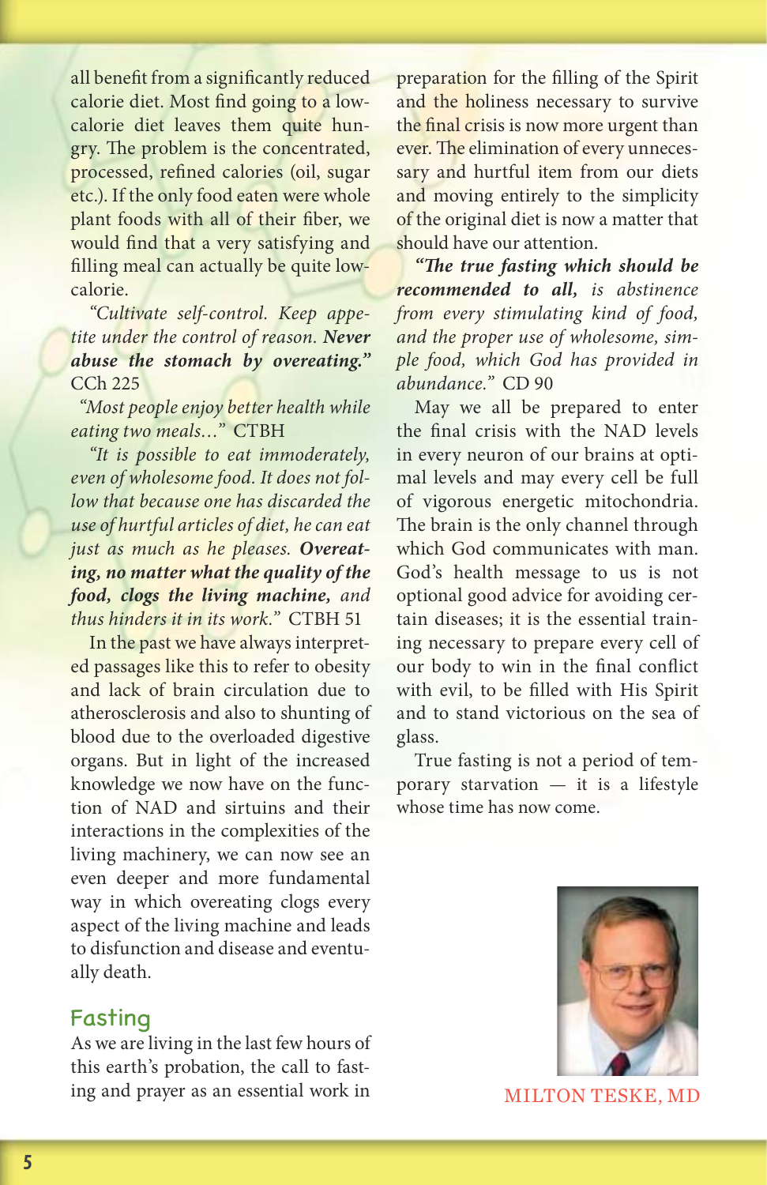all benefit from a significantly reduced calorie diet. Most find going to a low-calorie diet leaves them quite hungry. The problem is the concentrated, processed, refined calories (oil, sugar etc.). If the only food eaten were whole plant foods with all of their fiber, we would find that a very satisfying and filling meal can actually be quite low-calorie.

*"Cultivate self-control. Keep appetite under the control of reason.* ***Never abuse the stomach by overeating."*** CCh 225

*"Most people enjoy better health while eating two meals..."* CTBH

*"It is possible to eat immoderately, even of wholesome food. It does not follow that because one has discarded the use of hurtful articles of diet, he can eat just as much as he pleases.* ***Overeating, no matter what the quality of the food, clogs the living machine,*** *and thus hinders it in its work."* CTBH 51

In the past we have always interpreted passages like this to refer to obesity and lack of brain circulation due to atherosclerosis and also to shunting of blood due to the overloaded digestive organs. But in light of the increased knowledge we now have on the function of NAD and sirtuins and their interactions in the complexities of the living machinery, we can now see an even deeper and more fundamental way in which overeating clogs every aspect of the living machine and leads to disfunction and disease and eventually death.

## Fasting

As we are living in the last few hours of this earth's probation, the call to fasting and prayer as an essential work in preparation for the filling of the Spirit and the holiness necessary to survive the final crisis is now more urgent than ever. The elimination of every unnecessary and hurtful item from our diets and moving entirely to the simplicity of the original diet is now a matter that should have our attention.

***"The true fasting which should be recommended to all,*** *is abstinence from every stimulating kind of food, and the proper use of wholesome, simple food, which God has provided in abundance."* CD 90

May we all be prepared to enter the final crisis with the NAD levels in every neuron of our brains at optimal levels and may every cell be full of vigorous energetic mitochondria. The brain is the only channel through which God communicates with man. God's health message to us is not optional good advice for avoiding certain diseases; it is the essential training necessary to prepare every cell of our body to win in the final conflict with evil, to be filled with His Spirit and to stand victorious on the sea of glass.

True fasting is not a period of temporary starvation — it is a lifestyle whose time has now come.

MILTON TESKE, MD